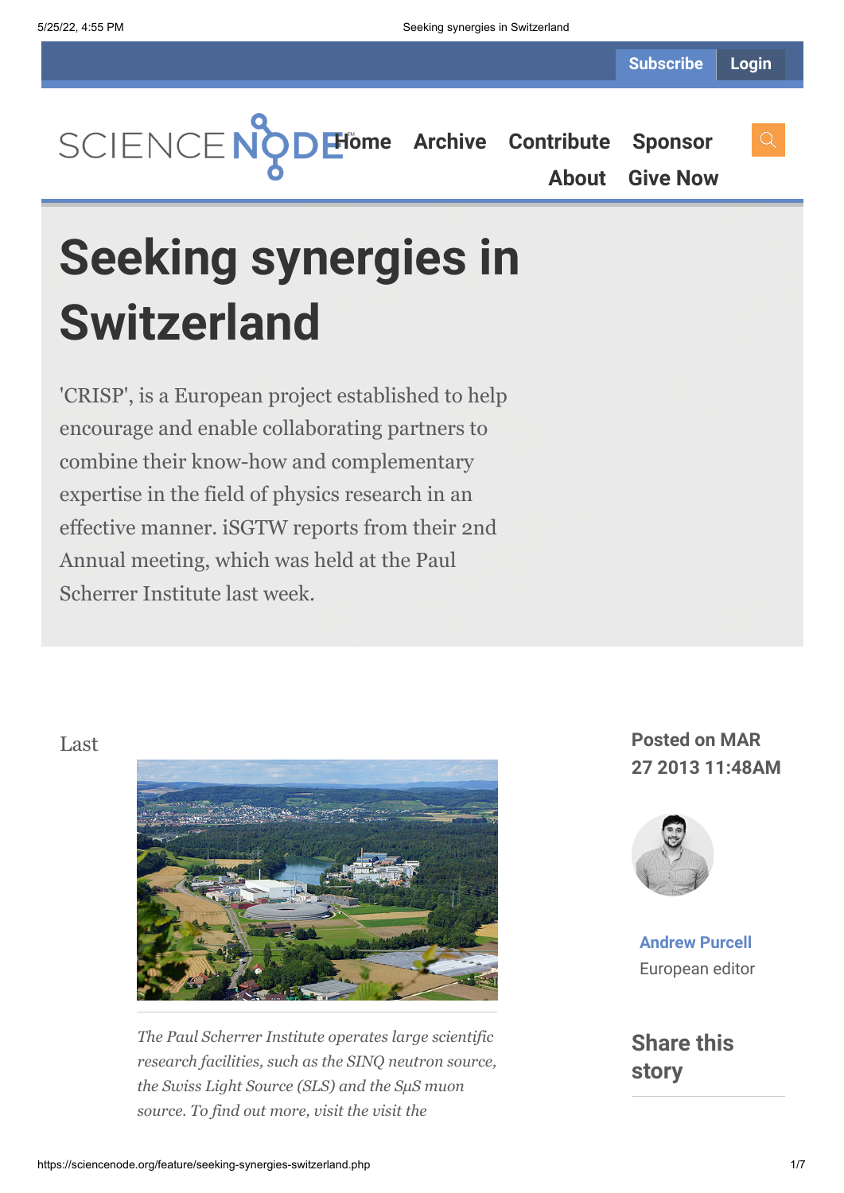Subscribe Login

SCIENCE NODE

Home Archive Contribute Sponsor About Give Now

# Seeking synergies in Switzerland

'CRISP', is a European project established to help encourage and enable collaborating partners to combine their know-how and complementary expertise in the field of physics research in an effective manner. iSGTW reports from their 2nd Annual meeting, which was held at the Paul Scherrer Institute last week.

Last

*The Paul Scherrer Institute operates large scientific research facilities, such as the SINQ neutron source, the Swiss Light Source (SLS) and the SμS muon source. To find out more, visit the visit the*

Posted on MAR 27 2013 11:48AM

**Andrew Purcell**
European editor

## Share this story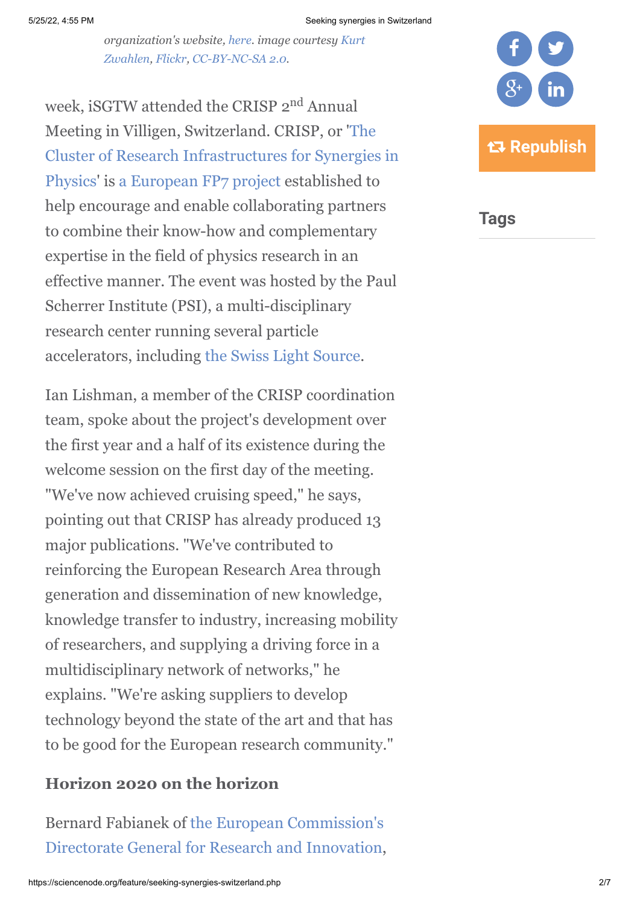*organization's website, here. image courtesy Kurt Zwahlen, Flickr, CC-BY-NC-SA 2.0.*

week, iSGTW attended the CRISP 2nd Annual Meeting in Villigen, Switzerland. CRISP, or 'The Cluster of Research Infrastructures for Synergies in Physics' is a European FP7 project established to help encourage and enable collaborating partners to combine their know-how and complementary expertise in the field of physics research in an effective manner. The event was hosted by the Paul Scherrer Institute (PSI), a multi-disciplinary research center running several particle accelerators, including the Swiss Light Source.

Ian Lishman, a member of the CRISP coordination team, spoke about the project's development over the first year and a half of its existence during the welcome session on the first day of the meeting. "We've now achieved cruising speed," he says, pointing out that CRISP has already produced 13 major publications. "We've contributed to reinforcing the European Research Area through generation and dissemination of new knowledge, knowledge transfer to industry, increasing mobility of researchers, and supplying a driving force in a multidisciplinary network of networks," he explains. "We're asking suppliers to develop technology beyond the state of the art and that has to be good for the European research community."

### Horizon 2020 on the horizon

Bernard Fabianek of the European Commission's Directorate General for Research and Innovation,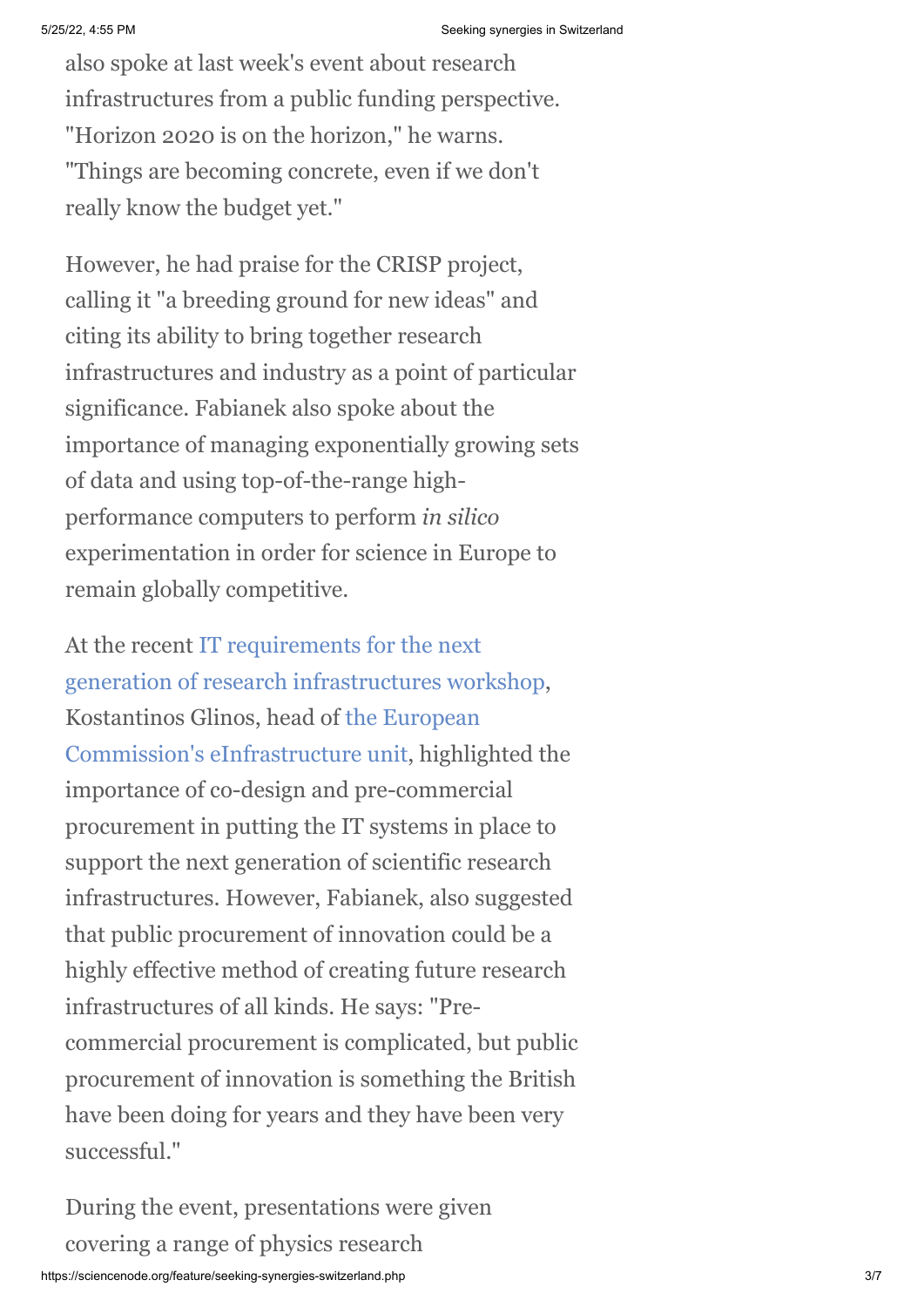also spoke at last week's event about research infrastructures from a public funding perspective. "Horizon 2020 is on the horizon," he warns. "Things are becoming concrete, even if we don't really know the budget yet."

However, he had praise for the CRISP project, calling it "a breeding ground for new ideas" and citing its ability to bring together research infrastructures and industry as a point of particular significance. Fabianek also spoke about the importance of managing exponentially growing sets of data and using top-of-the-range high-performance computers to perform *in silico* experimentation in order for science in Europe to remain globally competitive.

At the recent IT requirements for the next generation of research infrastructures workshop, Kostantinos Glinos, head of the European Commission's eInfrastructure unit, highlighted the importance of co-design and pre-commercial procurement in putting the IT systems in place to support the next generation of scientific research infrastructures. However, Fabianek, also suggested that public procurement of innovation could be a highly effective method of creating future research infrastructures of all kinds. He says: "Pre-commercial procurement is complicated, but public procurement of innovation is something the British have been doing for years and they have been very successful."

During the event, presentations were given covering a range of physics research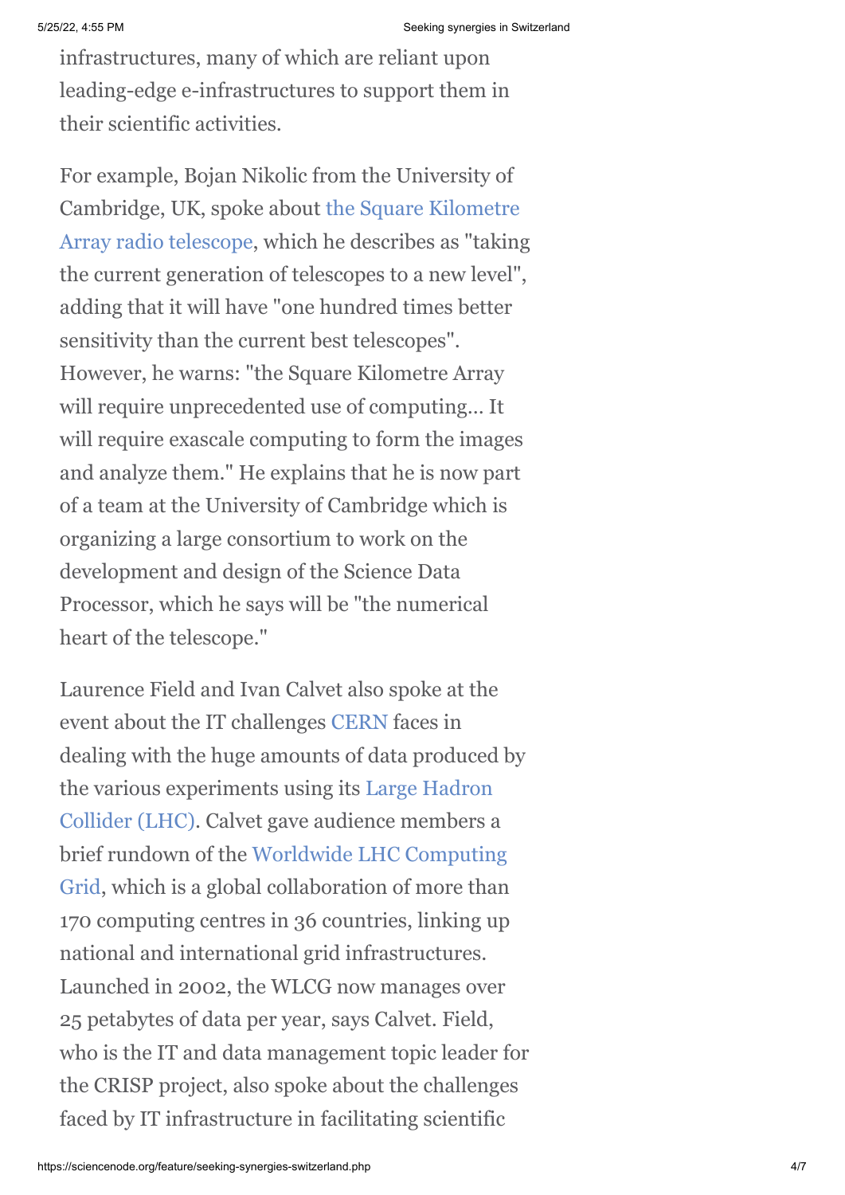infrastructures, many of which are reliant upon leading-edge e-infrastructures to support them in their scientific activities.

For example, Bojan Nikolic from the University of Cambridge, UK, spoke about the Square Kilometre Array radio telescope, which he describes as "taking the current generation of telescopes to a new level", adding that it will have "one hundred times better sensitivity than the current best telescopes". However, he warns: "the Square Kilometre Array will require unprecedented use of computing… It will require exascale computing to form the images and analyze them." He explains that he is now part of a team at the University of Cambridge which is organizing a large consortium to work on the development and design of the Science Data Processor, which he says will be "the numerical heart of the telescope."

Laurence Field and Ivan Calvet also spoke at the event about the IT challenges CERN faces in dealing with the huge amounts of data produced by the various experiments using its Large Hadron Collider (LHC). Calvet gave audience members a brief rundown of the Worldwide LHC Computing Grid, which is a global collaboration of more than 170 computing centres in 36 countries, linking up national and international grid infrastructures. Launched in 2002, the WLCG now manages over 25 petabytes of data per year, says Calvet. Field, who is the IT and data management topic leader for the CRISP project, also spoke about the challenges faced by IT infrastructure in facilitating scientific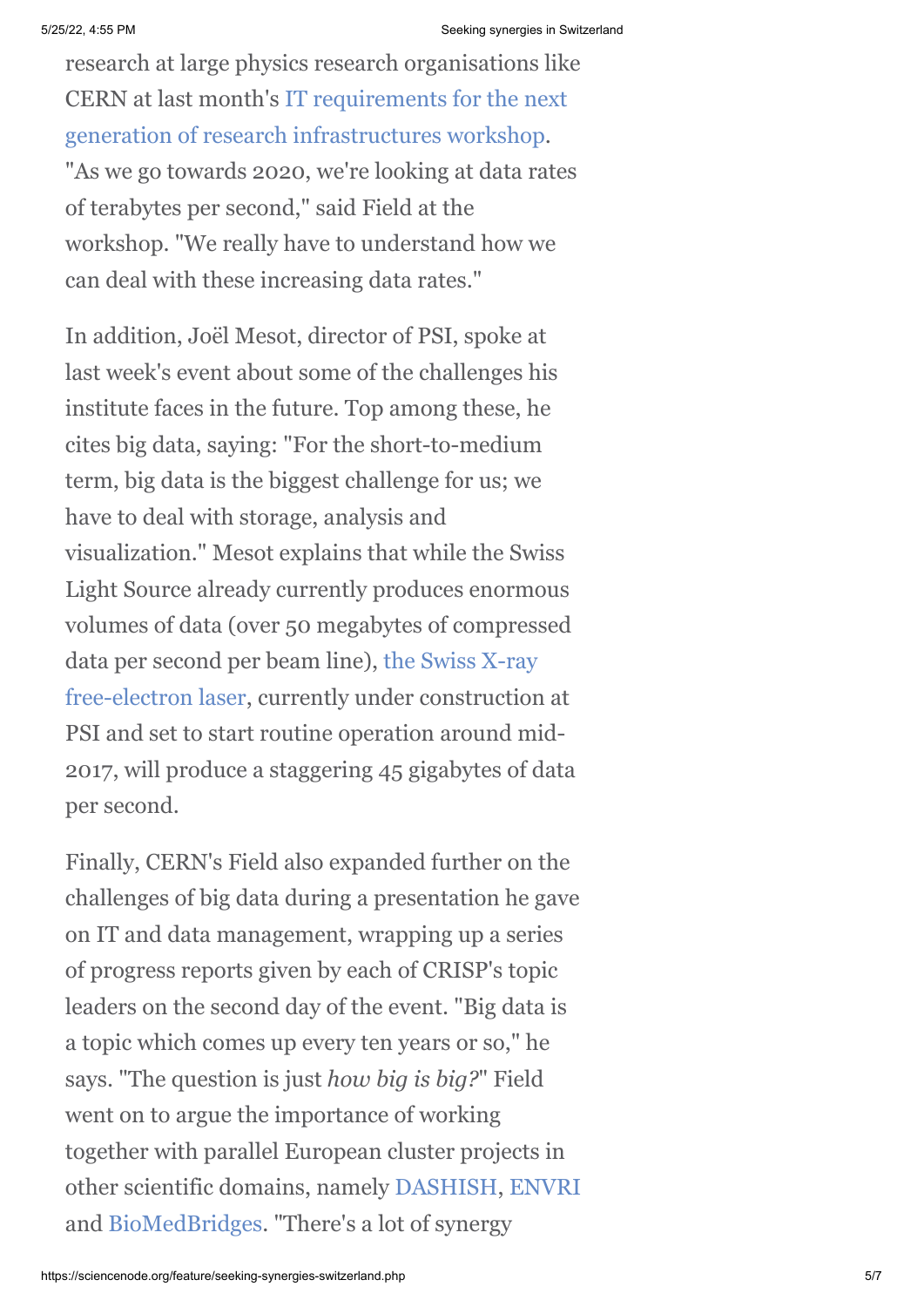research at large physics research organisations like CERN at last month's IT requirements for the next generation of research infrastructures workshop. "As we go towards 2020, we're looking at data rates of terabytes per second," said Field at the workshop. "We really have to understand how we can deal with these increasing data rates."

In addition, Joël Mesot, director of PSI, spoke at last week's event about some of the challenges his institute faces in the future. Top among these, he cites big data, saying: "For the short-to-medium term, big data is the biggest challenge for us; we have to deal with storage, analysis and visualization." Mesot explains that while the Swiss Light Source already currently produces enormous volumes of data (over 50 megabytes of compressed data per second per beam line), the Swiss X-ray free-electron laser, currently under construction at PSI and set to start routine operation around mid-2017, will produce a staggering 45 gigabytes of data per second.

Finally, CERN's Field also expanded further on the challenges of big data during a presentation he gave on IT and data management, wrapping up a series of progress reports given by each of CRISP's topic leaders on the second day of the event. "Big data is a topic which comes up every ten years or so," he says. "The question is just *how big is big?*" Field went on to argue the importance of working together with parallel European cluster projects in other scientific domains, namely DASHISH, ENVRI and BioMedBridges. "There's a lot of synergy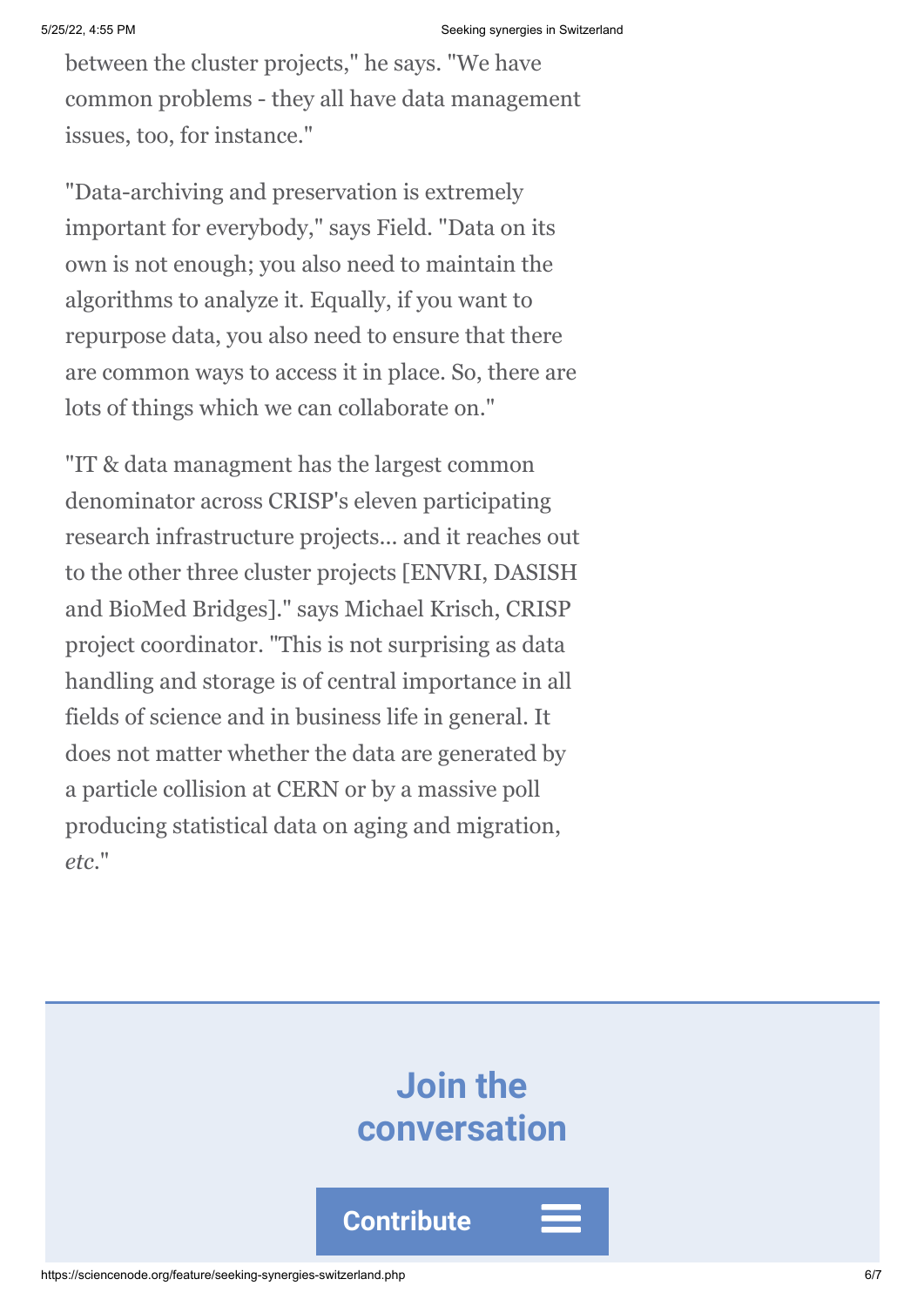between the cluster projects," he says. "We have common problems - they all have data management issues, too, for instance."

"Data-archiving and preservation is extremely important for everybody," says Field. "Data on its own is not enough; you also need to maintain the algorithms to analyze it. Equally, if you want to repurpose data, you also need to ensure that there are common ways to access it in place. So, there are lots of things which we can collaborate on."

"IT & data managment has the largest common denominator across CRISP's eleven participating research infrastructure projects... and it reaches out to the other three cluster projects [ENVRI, DASISH and BioMed Bridges]." says Michael Krisch, CRISP project coordinator. "This is not surprising as data handling and storage is of central importance in all fields of science and in business life in general. It does not matter whether the data are generated by a particle collision at CERN or by a massive poll producing statistical data on aging and migration, *etc*."

## Join the conversation

Contribute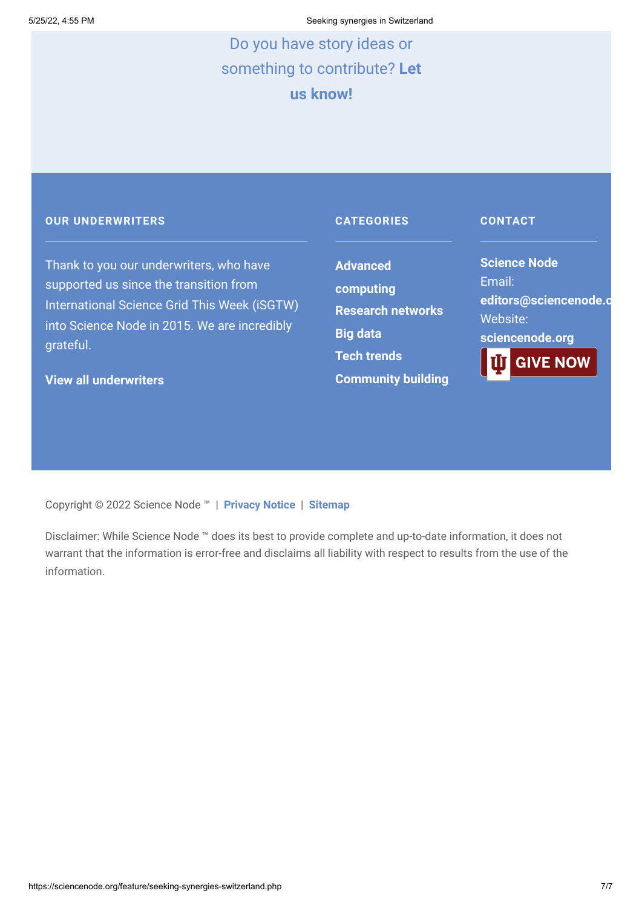Do you have story ideas or something to contribute? **Let us know!**

## OUR UNDERWRITERS

Thank to you our underwriters, who have supported us since the transition from International Science Grid This Week (iSGTW) into Science Node in 2015. We are incredibly grateful.

**View all underwriters**

## CATEGORIES

**Advanced computing**

**Research networks**

**Big data**

**Tech trends**

**Community building**

## CONTACT

**Science Node**

Email:
**editors@sciencenode.o**

Website:
**sciencenode.org**

GIVE NOW

Copyright © 2022 Science Node ™ | **Privacy Notice** | **Sitemap**

Disclaimer: While Science Node ™ does its best to provide complete and up-to-date information, it does not warrant that the information is error-free and disclaims all liability with respect to results from the use of the information.